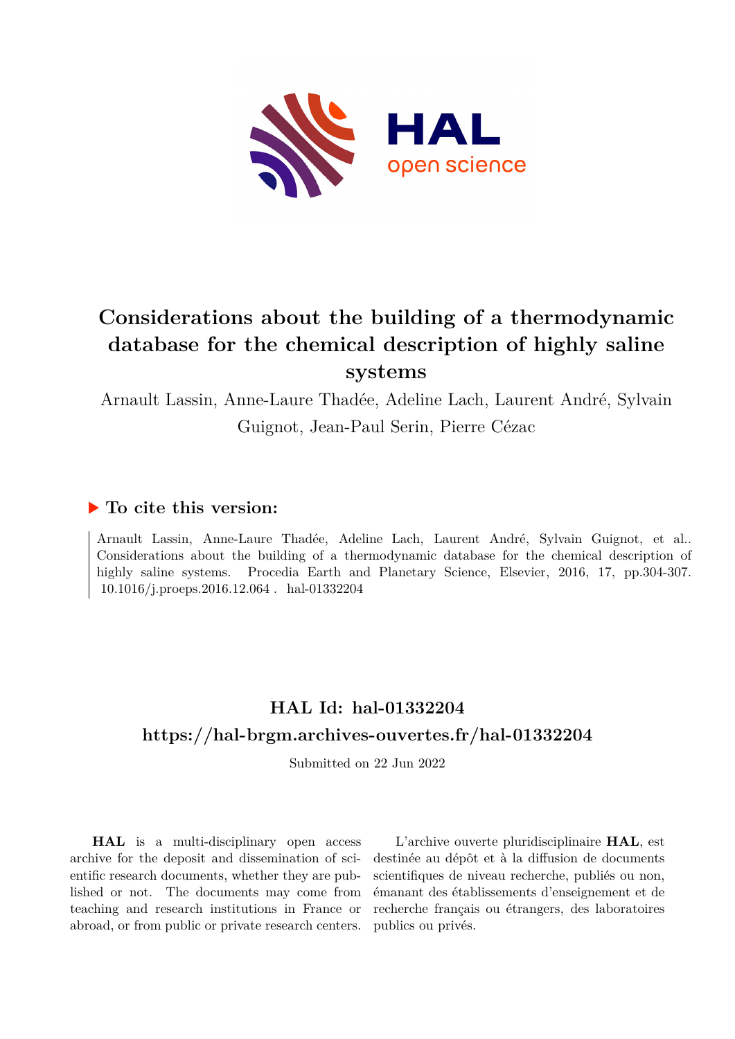# Considerations about the building of a thermodynamic database for the chemical description of highly saline systems

Arnault Lassin, Anne-Laure Thadée, Adeline Lach, Laurent André, Sylvain Guignot, Jean-Paul Serin, Pierre Cézac

## To cite this version:

Arnault Lassin, Anne-Laure Thadée, Adeline Lach, Laurent André, Sylvain Guignot, et al.. Considerations about the building of a thermodynamic database for the chemical description of highly saline systems. Procedia Earth and Planetary Science, Elsevier, 2016, 17, pp.304-307. 10.1016/j.proeps.2016.12.064 . hal-01332204

## HAL Id: hal-01332204

## https://hal-brgm.archives-ouvertes.fr/hal-01332204

Submitted on 22 Jun 2022

**HAL** is a multi-disciplinary open access archive for the deposit and dissemination of scientific research documents, whether they are published or not. The documents may come from teaching and research institutions in France or abroad, or from public or private research centers.

L'archive ouverte pluridisciplinaire **HAL**, est destinée au dépôt et à la diffusion de documents scientifiques de niveau recherche, publiés ou non, émanant des établissements d'enseignement et de recherche français ou étrangers, des laboratoires publics ou privés.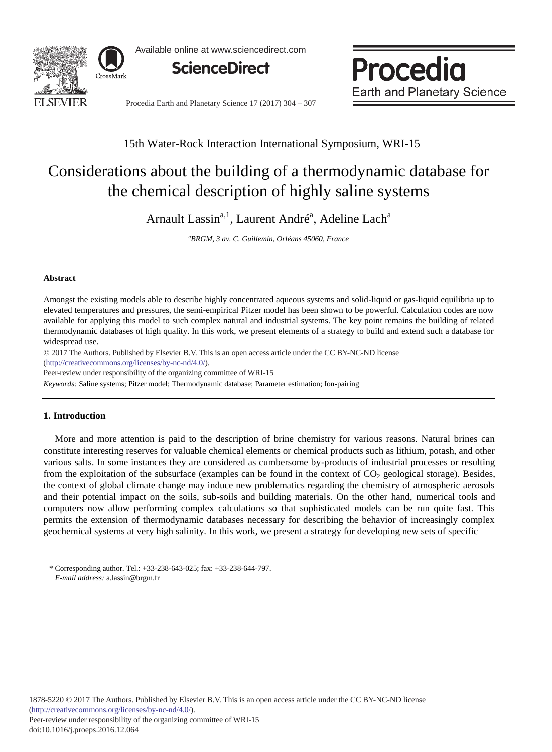# Considerations about the building of a thermodynamic database for the chemical description of highly saline systems

Arnault Lassin[a,1], Laurent André[a], Adeline Lach[a]

*[a]BRGM, 3 av. C. Guillemin, Orléans 45060, France*

---

### Abstract

Amongst the existing models able to describe highly concentrated aqueous systems and solid-liquid or gas-liquid equilibria up to elevated temperatures and pressures, the semi-empirical Pitzer model has been shown to be powerful. Calculation codes are now available for applying this model to such complex natural and industrial systems. The key point remains the building of related thermodynamic databases of high quality. In this work, we present elements of a strategy to build and extend such a database for widespread use.

© 2017 The Authors. Published by Elsevier B.V. This is an open access article under the CC BY-NC-ND license (http://creativecommons.org/licenses/by-nc-nd/4.0/).

Peer-review under responsibility of the organizing committee of WRI-15

*Keywords:* Saline systems; Pitzer model; Thermodynamic database; Parameter estimation; Ion-pairing

---

## 1. Introduction

More and more attention is paid to the description of brine chemistry for various reasons. Natural brines can constitute interesting reserves for valuable chemical elements or chemical products such as lithium, potash, and other various salts. In some instances they are considered as cumbersome by-products of industrial processes or resulting from the exploitation of the subsurface (examples can be found in the context of $CO_2$ geological storage). Besides, the context of global climate change may induce new problematics regarding the chemistry of atmospheric aerosols and their potential impact on the soils, sub-soils and building materials. On the other hand, numerical tools and computers now allow performing complex calculations so that sophisticated models can be run quite fast. This permits the extension of thermodynamic databases necessary for describing the behavior of increasingly complex geochemical systems at very high salinity. In this work, we present a strategy for developing new sets of specific

---

\* Corresponding author. Tel.: +33-238-643-025; fax: +33-238-644-797.
*E-mail address:* a.lassin@brgm.fr

1878-5220 © 2017 The Authors. Published by Elsevier B.V. This is an open access article under the CC BY-NC-ND license (http://creativecommons.org/licenses/by-nc-nd/4.0/).
Peer-review under responsibility of the organizing committee of WRI-15
doi:10.1016/j.proeps.2016.12.064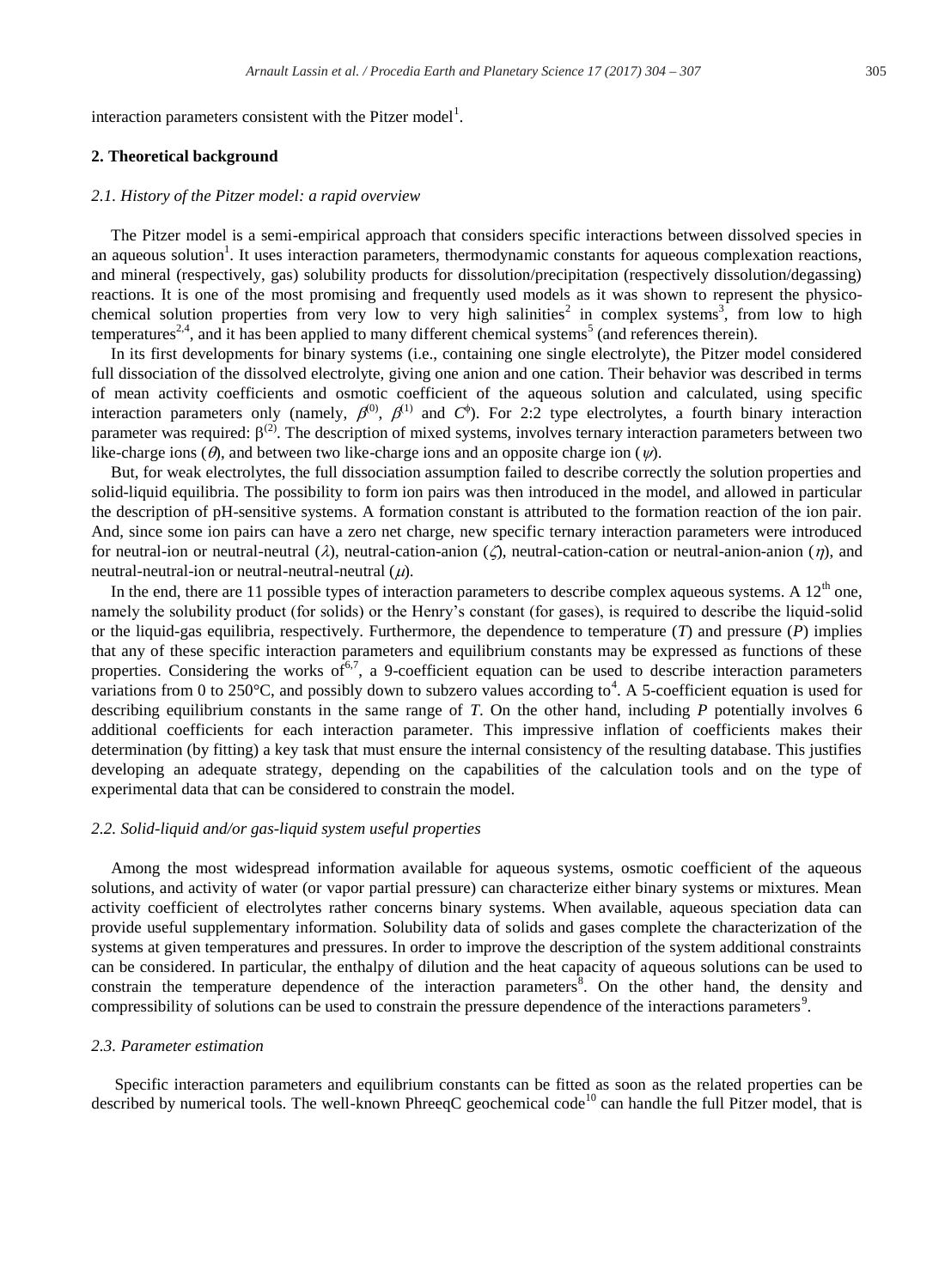interaction parameters consistent with the Pitzer model[1].

## 2. Theoretical background

### *2.1. History of the Pitzer model: a rapid overview*

The Pitzer model is a semi-empirical approach that considers specific interactions between dissolved species in an aqueous solution[1]. It uses interaction parameters, thermodynamic constants for aqueous complexation reactions, and mineral (respectively, gas) solubility products for dissolution/precipitation (respectively dissolution/degassing) reactions. It is one of the most promising and frequently used models as it was shown to represent the physico-chemical solution properties from very low to very high salinities[2] in complex systems[3], from low to high temperatures[2,4], and it has been applied to many different chemical systems[5] (and references therein).

In its first developments for binary systems (i.e., containing one single electrolyte), the Pitzer model considered full dissociation of the dissolved electrolyte, giving one anion and one cation. Their behavior was described in terms of mean activity coefficients and osmotic coefficient of the aqueous solution and calculated, using specific interaction parameters only (namely, $\beta^{(0)}$, $\beta^{(1)}$ and $C^{\phi}$). For 2:2 type electrolytes, a fourth binary interaction parameter was required: $\beta^{(2)}$. The description of mixed systems, involves ternary interaction parameters between two like-charge ions ($\theta$), and between two like-charge ions and an opposite charge ion ($\psi$).

But, for weak electrolytes, the full dissociation assumption failed to describe correctly the solution properties and solid-liquid equilibria. The possibility to form ion pairs was then introduced in the model, and allowed in particular the description of pH-sensitive systems. A formation constant is attributed to the formation reaction of the ion pair. And, since some ion pairs can have a zero net charge, new specific ternary interaction parameters were introduced for neutral-ion or neutral-neutral ($\lambda$), neutral-cation-anion ($\zeta$), neutral-cation-cation or neutral-anion-anion ($\eta$), and neutral-neutral-ion or neutral-neutral-neutral ($\mu$).

In the end, there are 11 possible types of interaction parameters to describe complex aqueous systems. A 12$^{th}$ one, namely the solubility product (for solids) or the Henry's constant (for gases), is required to describe the liquid-solid or the liquid-gas equilibria, respectively. Furthermore, the dependence to temperature ($T$) and pressure ($P$) implies that any of these specific interaction parameters and equilibrium constants may be expressed as functions of these properties. Considering the works of[6,7], a 9-coefficient equation can be used to describe interaction parameters variations from 0 to 250°C, and possibly down to subzero values according to[4]. A 5-coefficient equation is used for describing equilibrium constants in the same range of $T$. On the other hand, including $P$ potentially involves 6 additional coefficients for each interaction parameter. This impressive inflation of coefficients makes their determination (by fitting) a key task that must ensure the internal consistency of the resulting database. This justifies developing an adequate strategy, depending on the capabilities of the calculation tools and on the type of experimental data that can be considered to constrain the model.

### *2.2. Solid-liquid and/or gas-liquid system useful properties*

Among the most widespread information available for aqueous systems, osmotic coefficient of the aqueous solutions, and activity of water (or vapor partial pressure) can characterize either binary systems or mixtures. Mean activity coefficient of electrolytes rather concerns binary systems. When available, aqueous speciation data can provide useful supplementary information. Solubility data of solids and gases complete the characterization of the systems at given temperatures and pressures. In order to improve the description of the system additional constraints can be considered. In particular, the enthalpy of dilution and the heat capacity of aqueous solutions can be used to constrain the temperature dependence of the interaction parameters[8]. On the other hand, the density and compressibility of solutions can be used to constrain the pressure dependence of the interactions parameters[9].

### *2.3. Parameter estimation*

Specific interaction parameters and equilibrium constants can be fitted as soon as the related properties can be described by numerical tools. The well-known PhreeqC geochemical code[10] can handle the full Pitzer model, that is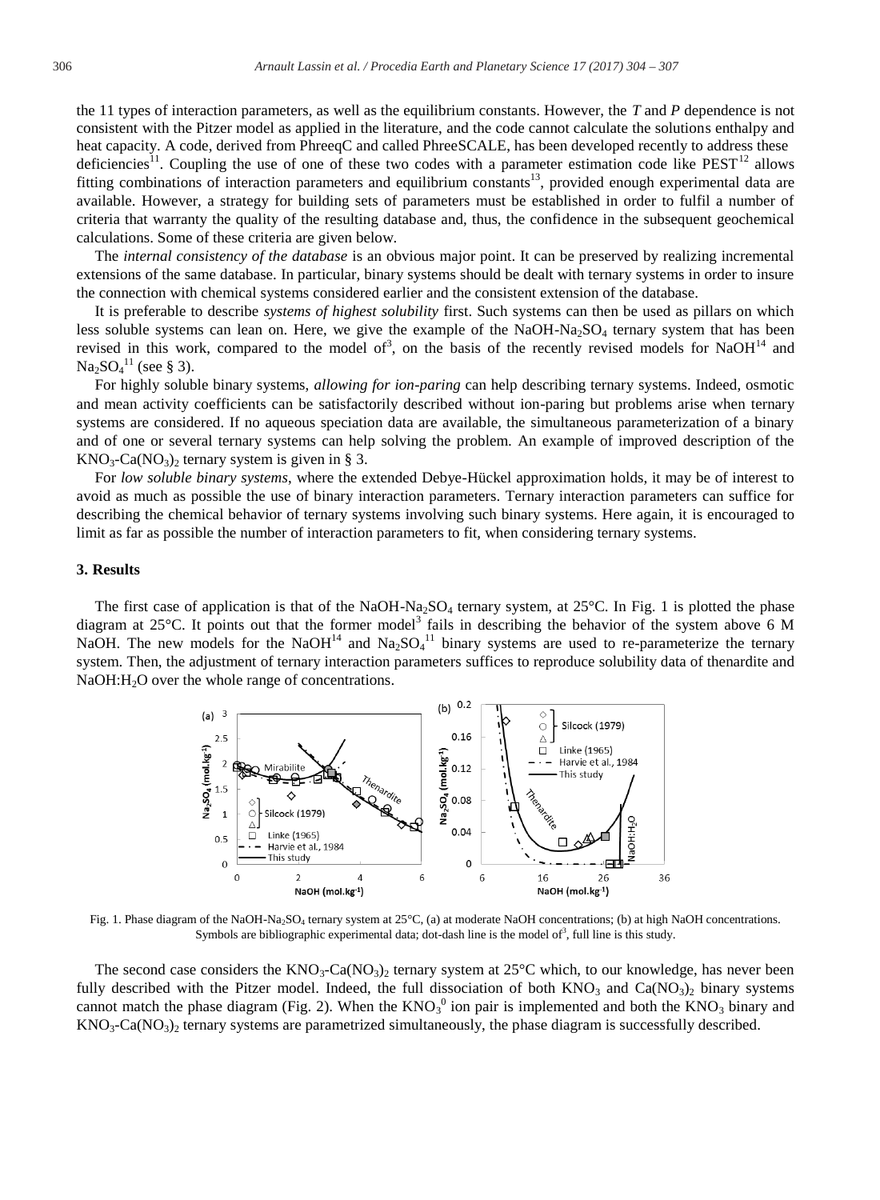the 11 types of interaction parameters, as well as the equilibrium constants. However, the *T* and *P* dependence is not consistent with the Pitzer model as applied in the literature, and the code cannot calculate the solutions enthalpy and heat capacity. A code, derived from PhreeqC and called PhreeSCALE, has been developed recently to address these deficiencies[11]. Coupling the use of one of these two codes with a parameter estimation code like PEST[12] allows fitting combinations of interaction parameters and equilibrium constants[13], provided enough experimental data are available. However, a strategy for building sets of parameters must be established in order to fulfil a number of criteria that warranty the quality of the resulting database and, thus, the confidence in the subsequent geochemical calculations. Some of these criteria are given below.

The *internal consistency of the database* is an obvious major point. It can be preserved by realizing incremental extensions of the same database. In particular, binary systems should be dealt with ternary systems in order to insure the connection with chemical systems considered earlier and the consistent extension of the database.

It is preferable to describe *systems of highest solubility* first. Such systems can then be used as pillars on which less soluble systems can lean on. Here, we give the example of the NaOH-$Na_2SO_4$ ternary system that has been revised in this work, compared to the model of[3], on the basis of the recently revised models for NaOH[14] and $Na_2SO_4$[11] (see § 3).

For highly soluble binary systems, *allowing for ion-paring* can help describing ternary systems. Indeed, osmotic and mean activity coefficients can be satisfactorily described without ion-paring but problems arise when ternary systems are considered. If no aqueous speciation data are available, the simultaneous parameterization of a binary and of one or several ternary systems can help solving the problem. An example of improved description of the $KNO_3$-$Ca(NO_3)_2$ ternary system is given in § 3.

For *low soluble binary systems*, where the extended Debye-Hückel approximation holds, it may be of interest to avoid as much as possible the use of binary interaction parameters. Ternary interaction parameters can suffice for describing the chemical behavior of ternary systems involving such binary systems. Here again, it is encouraged to limit as far as possible the number of interaction parameters to fit, when considering ternary systems.

## 3. Results

The first case of application is that of the NaOH-$Na_2SO_4$ ternary system, at 25°C. In Fig. 1 is plotted the phase diagram at 25°C. It points out that the former model[3] fails in describing the behavior of the system above 6 M NaOH. The new models for the NaOH[14] and $Na_2SO_4$[11] binary systems are used to re-parameterize the ternary system. Then, the adjustment of ternary interaction parameters suffices to reproduce solubility data of thenardite and NaOH:$H_2O$ over the whole range of concentrations.

Fig. 1. Phase diagram of the NaOH-$Na_2SO_4$ ternary system at 25°C, (a) at moderate NaOH concentrations; (b) at high NaOH concentrations. Symbols are bibliographic experimental data; dot-dash line is the model of[3], full line is this study.

The second case considers the $KNO_3$-$Ca(NO_3)_2$ ternary system at 25°C which, to our knowledge, has never been fully described with the Pitzer model. Indeed, the full dissociation of both $KNO_3$ and $Ca(NO_3)_2$ binary systems cannot match the phase diagram (Fig. 2). When the $KNO_3^0$ ion pair is implemented and both the $KNO_3$ binary and $KNO_3$-$Ca(NO_3)_2$ ternary systems are parametrized simultaneously, the phase diagram is successfully described.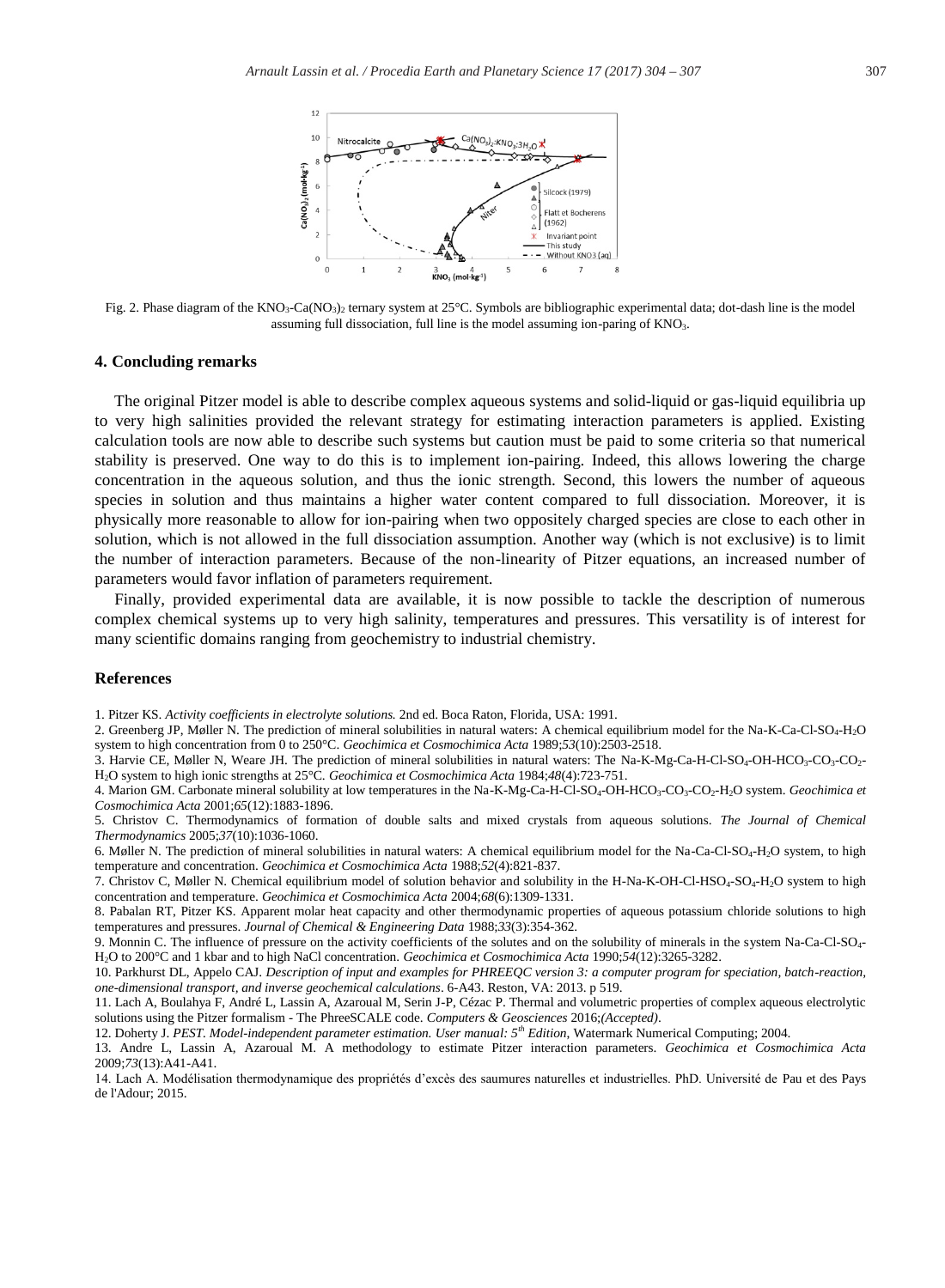12
10
8
6
4
2
0
0 1 2 3 4 5 6 7 8
Nitrocalcite
$Ca(NO_3)_2{:}KNO_3{:}3H_2O$
Niter
$Ca(NO_3)_2$ (mol·kg$^{-1}$)
$KNO_3$ (mol·kg$^{-1}$)
Silcock (1979)
Flatt et Bocherens (1962)
Invariant point
This study
Without KNO3 (aq)

Fig. 2. Phase diagram of the $KNO_3$-$Ca(NO_3)_2$ ternary system at 25°C. Symbols are bibliographic experimental data; dot-dash line is the model assuming full dissociation, full line is the model assuming ion-paring of $KNO_3$.

## 4. Concluding remarks

The original Pitzer model is able to describe complex aqueous systems and solid-liquid or gas-liquid equilibria up to very high salinities provided the relevant strategy for estimating interaction parameters is applied. Existing calculation tools are now able to describe such systems but caution must be paid to some criteria so that numerical stability is preserved. One way to do this is to implement ion-pairing. Indeed, this allows lowering the charge concentration in the aqueous solution, and thus the ionic strength. Second, this lowers the number of aqueous species in solution and thus maintains a higher water content compared to full dissociation. Moreover, it is physically more reasonable to allow for ion-pairing when two oppositely charged species are close to each other in solution, which is not allowed in the full dissociation assumption. Another way (which is not exclusive) is to limit the number of interaction parameters. Because of the non-linearity of Pitzer equations, an increased number of parameters would favor inflation of parameters requirement.

Finally, provided experimental data are available, it is now possible to tackle the description of numerous complex chemical systems up to very high salinity, temperatures and pressures. This versatility is of interest for many scientific domains ranging from geochemistry to industrial chemistry.

## References

1. Pitzer KS. *Activity coefficients in electrolyte solutions.* 2nd ed. Boca Raton, Florida, USA: 1991.
2. Greenberg JP, Møller N. The prediction of mineral solubilities in natural waters: A chemical equilibrium model for the Na-K-Ca-Cl-$SO_4$-$H_2O$ system to high concentration from 0 to 250°C. *Geochimica et Cosmochimica Acta* 1989;*53*(10):2503-2518.
3. Harvie CE, Møller N, Weare JH. The prediction of mineral solubilities in natural waters: The Na-K-Mg-Ca-H-Cl-$SO_4$-OH-$HCO_3$-$CO_3$-$CO_2$-$H_2O$ system to high ionic strengths at 25°C. *Geochimica et Cosmochimica Acta* 1984;*48*(4):723-751.
4. Marion GM. Carbonate mineral solubility at low temperatures in the Na-K-Mg-Ca-H-Cl-$SO_4$-OH-$HCO_3$-$CO_3$-$CO_2$-$H_2O$ system. *Geochimica et Cosmochimica Acta* 2001;*65*(12):1883-1896.
5. Christov C. Thermodynamics of formation of double salts and mixed crystals from aqueous solutions. *The Journal of Chemical Thermodynamics* 2005;*37*(10):1036-1060.
6. Møller N. The prediction of mineral solubilities in natural waters: A chemical equilibrium model for the Na-Ca-Cl-$SO_4$-$H_2O$ system, to high temperature and concentration. *Geochimica et Cosmochimica Acta* 1988;*52*(4):821-837.
7. Christov C, Møller N. Chemical equilibrium model of solution behavior and solubility in the H-Na-K-OH-Cl-$HSO_4$-$SO_4$-$H_2O$ system to high concentration and temperature. *Geochimica et Cosmochimica Acta* 2004;*68*(6):1309-1331.
8. Pabalan RT, Pitzer KS. Apparent molar heat capacity and other thermodynamic properties of aqueous potassium chloride solutions to high temperatures and pressures. *Journal of Chemical & Engineering Data* 1988;*33*(3):354-362.
9. Monnin C. The influence of pressure on the activity coefficients of the solutes and on the solubility of minerals in the system Na-Ca-Cl-$SO_4$-$H_2O$ to 200°C and 1 kbar and to high NaCl concentration. *Geochimica et Cosmochimica Acta* 1990;*54*(12):3265-3282.
10. Parkhurst DL, Appelo CAJ. *Description of input and examples for PHREEQC version 3: a computer program for speciation, batch-reaction, one-dimensional transport, and inverse geochemical calculations*. 6-A43. Reston, VA: 2013. p 519.
11. Lach A, Boulahya F, André L, Lassin A, Azaroual M, Serin J-P, Cézac P. Thermal and volumetric properties of complex aqueous electrolytic solutions using the Pitzer formalism - The PhreeSCALE code. *Computers & Geosciences* 2016;*(Accepted)*.
12. Doherty J. *PEST. Model-independent parameter estimation. User manual: 5th Edition,* Watermark Numerical Computing; 2004.
13. Andre L, Lassin A, Azaroual M. A methodology to estimate Pitzer interaction parameters. *Geochimica et Cosmochimica Acta* 2009;*73*(13):A41-A41.
14. Lach A. Modélisation thermodynamique des propriétés d'excès des saumures naturelles et industrielles. PhD. Université de Pau et des Pays de l'Adour; 2015.